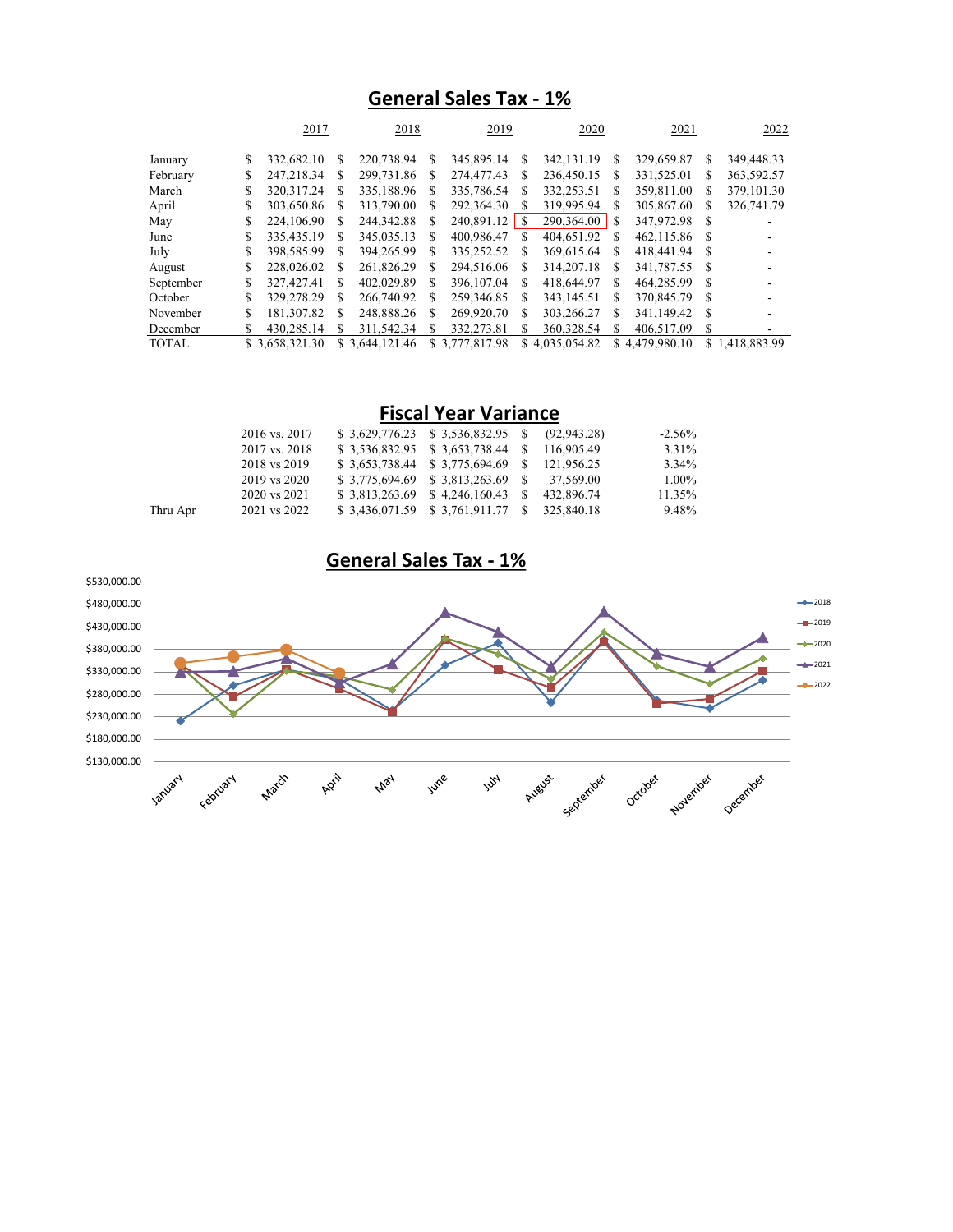# General Sales Tax - 1%

| | 2017 | 2018 | 2019 | 2020 | 2021 | 2022 |
|---|---|---|---|---|---|---|
| January | $ 332,682.10 | $ 220,738.94 | $ 345,895.14 | $ 342,131.19 | $ 329,659.87 | $ 349,448.33 |
| February | $ 247,218.34 | $ 299,731.86 | $ 274,477.43 | $ 236,450.15 | $ 331,525.01 | $ 363,592.57 |
| March | $ 320,317.24 | $ 335,188.96 | $ 335,786.54 | $ 332,253.51 | $ 359,811.00 | $ 379,101.30 |
| April | $ 303,650.86 | $ 313,790.00 | $ 292,364.30 | $ 319,995.94 | $ 305,867.60 | $ 326,741.79 |
| May | $ 224,106.90 | $ 244,342.88 | $ 240,891.12 | $ 290,364.00 | $ 347,972.98 | $ - |
| June | $ 335,435.19 | $ 345,035.13 | $ 400,986.47 | $ 404,651.92 | $ 462,115.86 | $ - |
| July | $ 398,585.99 | $ 394,265.99 | $ 335,252.52 | $ 369,615.64 | $ 418,441.94 | $ - |
| August | $ 228,026.02 | $ 261,826.29 | $ 294,516.06 | $ 314,207.18 | $ 341,787.55 | $ - |
| September | $ 327,427.41 | $ 402,029.89 | $ 396,107.04 | $ 418,644.97 | $ 464,285.99 | $ - |
| October | $ 329,278.29 | $ 266,740.92 | $ 259,346.85 | $ 343,145.51 | $ 370,845.79 | $ - |
| November | $ 181,307.82 | $ 248,888.26 | $ 269,920.70 | $ 303,266.27 | $ 341,149.42 | $ - |
| December | $ 430,285.14 | $ 311,542.34 | $ 332,273.81 | $ 360,328.54 | $ 406,517.09 | $ - |
| TOTAL | $ 3,658,321.30 | $ 3,644,121.46 | $ 3,777,817.98 | $ 4,035,054.82 | $ 4,479,980.10 | $ 1,418,883.99 |

# Fiscal Year Variance

| | | | | | |
|---|---|---|---|---|---|
| | 2016 vs. 2017 | $ 3,629,776.23 | $ 3,536,832.95 | $ (92,943.28) | -2.56% |
| | 2017 vs. 2018 | $ 3,536,832.95 | $ 3,653,738.44 | $ 116,905.49 | 3.31% |
| | 2018 vs 2019 | $ 3,653,738.44 | $ 3,775,694.69 | $ 121,956.25 | 3.34% |
| | 2019 vs 2020 | $ 3,775,694.69 | $ 3,813,263.69 | $ 37,569.00 | 1.00% |
| | 2020 vs 2021 | $ 3,813,263.69 | $ 4,246,160.43 | $ 432,896.74 | 11.35% |
| Thru Apr | 2021 vs 2022 | $ 3,436,071.59 | $ 3,761,911.77 | $ 325,840.18 | 9.48% |

# General Sales Tax - 1%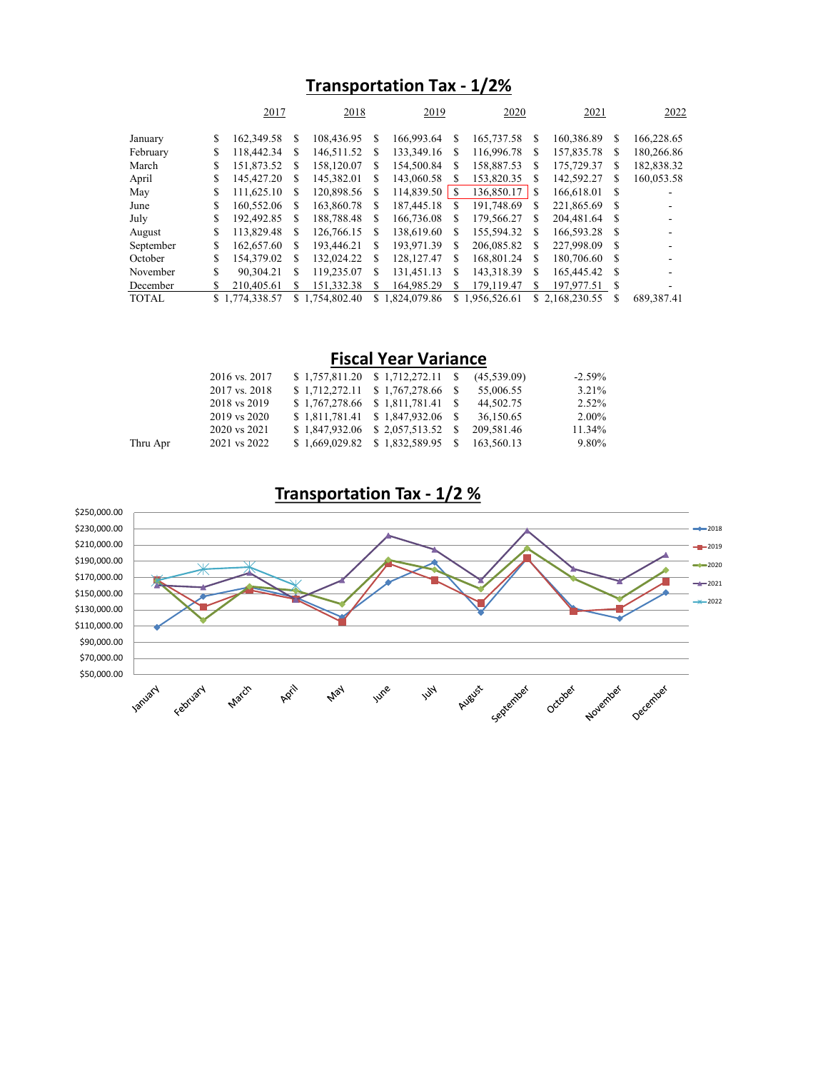# Transportation Tax - 1/2%

| | 2017 | 2018 | 2019 | 2020 | 2021 | 2022 |
|---|---|---|---|---|---|---|
| January | $ 162,349.58 | $ 108,436.95 | $ 166,993.64 | $ 165,737.58 | $ 160,386.89 | $ 166,228.65 |
| February | $ 118,442.34 | $ 146,511.52 | $ 133,349.16 | $ 116,996.78 | $ 157,835.78 | $ 180,266.86 |
| March | $ 151,873.52 | $ 158,120.07 | $ 154,500.84 | $ 158,887.53 | $ 175,729.37 | $ 182,838.32 |
| April | $ 145,427.20 | $ 145,382.01 | $ 143,060.58 | $ 153,820.35 | $ 142,592.27 | $ 160,053.58 |
| May | $ 111,625.10 | $ 120,898.56 | $ 114,839.50 | $ 136,850.17 | $ 166,618.01 | $ - |
| June | $ 160,552.06 | $ 163,860.78 | $ 187,445.18 | $ 191,748.69 | $ 221,865.69 | $ - |
| July | $ 192,492.85 | $ 188,788.48 | $ 166,736.08 | $ 179,566.27 | $ 204,481.64 | $ - |
| August | $ 113,829.48 | $ 126,766.15 | $ 138,619.60 | $ 155,594.32 | $ 166,593.28 | $ - |
| September | $ 162,657.60 | $ 193,446.21 | $ 193,971.39 | $ 206,085.82 | $ 227,998.09 | $ - |
| October | $ 154,379.02 | $ 132,024.22 | $ 128,127.47 | $ 168,801.24 | $ 180,706.60 | $ - |
| November | $ 90,304.21 | $ 119,235.07 | $ 131,451.13 | $ 143,318.39 | $ 165,445.42 | $ - |
| December | $ 210,405.61 | $ 151,332.38 | $ 164,985.29 | $ 179,119.47 | $ 197,977.51 | $ - |
| TOTAL | $ 1,774,338.57 | $ 1,754,802.40 | $ 1,824,079.86 | $ 1,956,526.61 | $ 2,168,230.55 | $ 689,387.41 |

# Fiscal Year Variance

| | | | | | |
|---|---|---|---|---|---|
| | 2016 vs. 2017 | $ 1,757,811.20 | $ 1,712,272.11 | $ (45,539.09) | -2.59% |
| | 2017 vs. 2018 | $ 1,712,272.11 | $ 1,767,278.66 | $ 55,006.55 | 3.21% |
| | 2018 vs 2019 | $ 1,767,278.66 | $ 1,811,781.41 | $ 44,502.75 | 2.52% |
| | 2019 vs 2020 | $ 1,811,781.41 | $ 1,847,932.06 | $ 36,150.65 | 2.00% |
| | 2020 vs 2021 | $ 1,847,932.06 | $ 2,057,513.52 | $ 209,581.46 | 11.34% |
| Thru Apr | 2021 vs 2022 | $ 1,669,029.82 | $ 1,832,589.95 | $ 163,560.13 | 9.80% |

# Transportation Tax - 1/2 %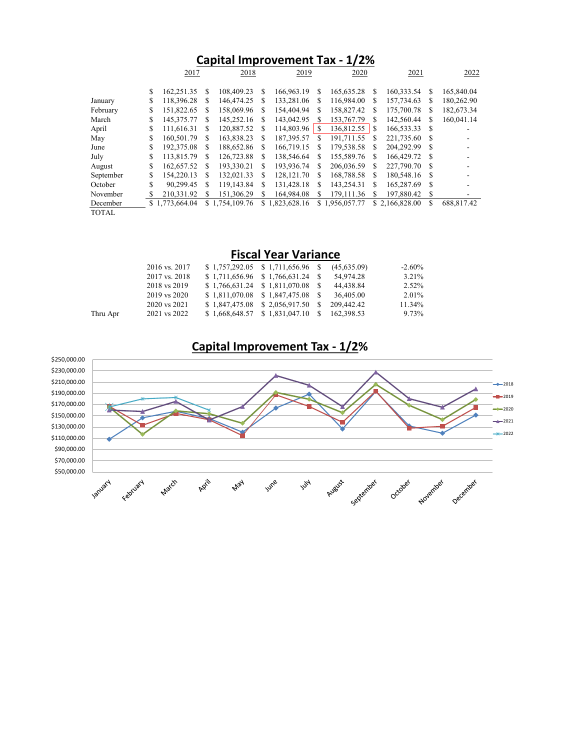# Capital Improvement Tax - 1/2%

| | 2017 | 2018 | 2019 | 2020 | 2021 | 2022 |
|---|---|---|---|---|---|---|
| | $ 162,251.35 | $ 108,409.23 | $ 166,963.19 | $ 165,635.28 | $ 160,333.54 | $ 165,840.04 |
| January | $ 118,396.28 | $ 146,474.25 | $ 133,281.06 | $ 116,984.00 | $ 157,734.63 | $ 180,262.90 |
| February | $ 151,822.65 | $ 158,069.96 | $ 154,404.94 | $ 158,827.42 | $ 175,700.78 | $ 182,673.34 |
| March | $ 145,375.77 | $ 145,252.16 | $ 143,042.95 | $ 153,767.79 | $ 142,560.44 | $ 160,041.14 |
| April | $ 111,616.31 | $ 120,887.52 | $ 114,803.96 | $ 136,812.55 | $ 166,533.33 | $ - |
| May | $ 160,501.79 | $ 163,838.23 | $ 187,395.57 | $ 191,711.55 | $ 221,735.60 | $ - |
| June | $ 192,375.08 | $ 188,652.86 | $ 166,719.15 | $ 179,538.58 | $ 204,292.99 | $ - |
| July | $ 113,815.79 | $ 126,723.88 | $ 138,546.64 | $ 155,589.76 | $ 166,429.72 | $ - |
| August | $ 162,657.52 | $ 193,330.21 | $ 193,936.74 | $ 206,036.59 | $ 227,790.70 | $ - |
| September | $ 154,220.13 | $ 132,021.33 | $ 128,121.70 | $ 168,788.58 | $ 180,548.16 | $ - |
| October | $ 90,299.45 | $ 119,143.84 | $ 131,428.18 | $ 143,254.31 | $ 165,287.69 | $ - |
| November | $ 210,331.92 | $ 151,306.29 | $ 164,984.08 | $ 179,111.36 | $ 197,880.42 | $ - |
| December | $ 1,773,664.04 | $ 1,754,109.76 | $ 1,823,628.16 | $ 1,956,057.77 | $ 2,166,828.00 | $ 688,817.42 |
| TOTAL | | | | | | |

# Fiscal Year Variance

| | | | | | |
|---|---|---|---|---|---|
| | 2016 vs. 2017 | $ 1,757,292.05 | $ 1,711,656.96 | $ (45,635.09) | -2.60% |
| | 2017 vs. 2018 | $ 1,711,656.96 | $ 1,766,631.24 | $ 54,974.28 | 3.21% |
| | 2018 vs 2019 | $ 1,766,631.24 | $ 1,811,070.08 | $ 44,438.84 | 2.52% |
| | 2019 vs 2020 | $ 1,811,070.08 | $ 1,847,475.08 | $ 36,405.00 | 2.01% |
| | 2020 vs 2021 | $ 1,847,475.08 | $ 2,056,917.50 | $ 209,442.42 | 11.34% |
| Thru Apr | 2021 vs 2022 | $ 1,668,648.57 | $ 1,831,047.10 | $ 162,398.53 | 9.73% |

# Capital Improvement Tax - 1/2%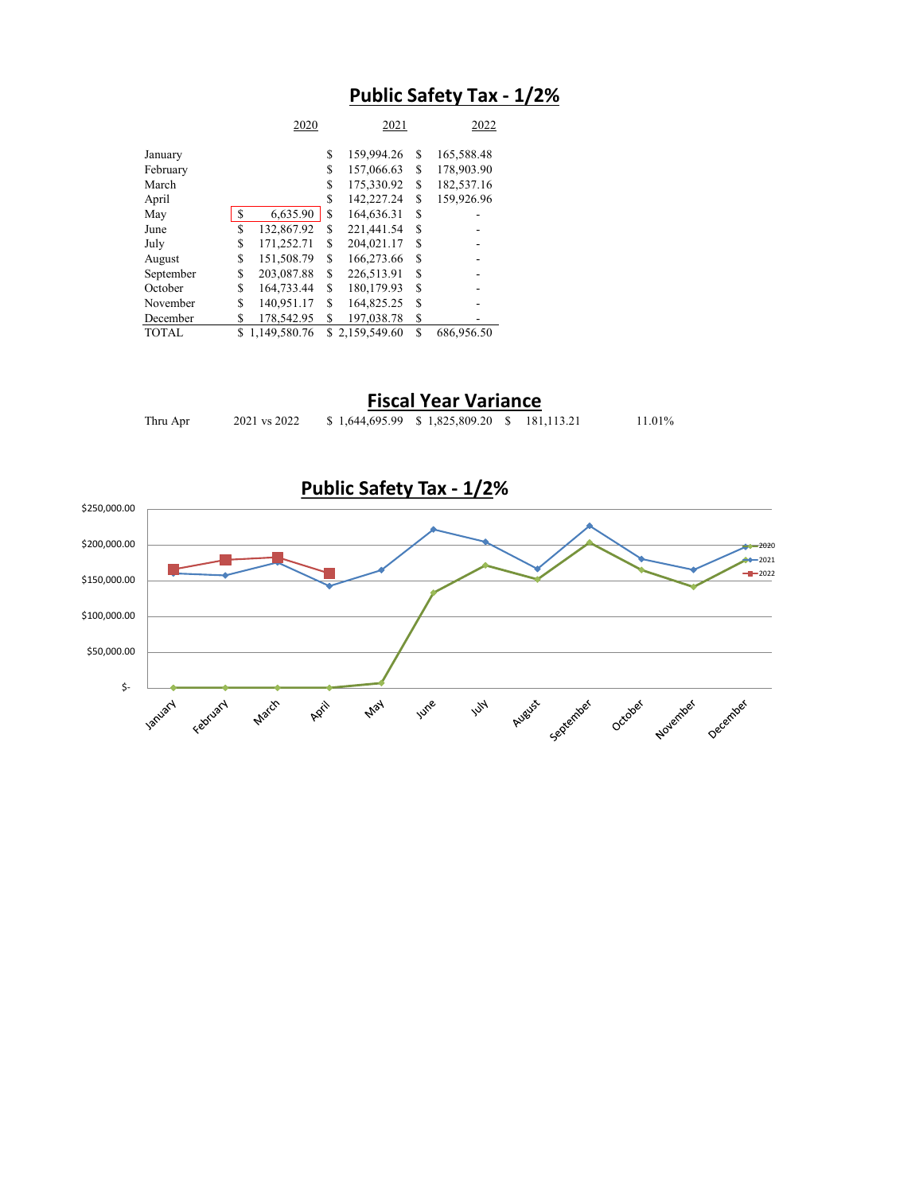# Public Safety Tax - 1/2%

| | 2020 | 2021 | 2022 |
|---|---|---|---|
| January | | $ 159,994.26 | $ 165,588.48 |
| February | | $ 157,066.63 | $ 178,903.90 |
| March | | $ 175,330.92 | $ 182,537.16 |
| April | | $ 142,227.24 | $ 159,926.96 |
| May | $ 6,635.90 | $ 164,636.31 | $ - |
| June | $ 132,867.92 | $ 221,441.54 | $ - |
| July | $ 171,252.71 | $ 204,021.17 | $ - |
| August | $ 151,508.79 | $ 166,273.66 | $ - |
| September | $ 203,087.88 | $ 226,513.91 | $ - |
| October | $ 164,733.44 | $ 180,179.93 | $ - |
| November | $ 140,951.17 | $ 164,825.25 | $ - |
| December | $ 178,542.95 | $ 197,038.78 | $ - |
| TOTAL | $ 1,149,580.76 | $ 2,159,549.60 | $ 686,956.50 |

## Fiscal Year Variance

| | | | | | |
|---|---|---|---|---|---|
| Thru Apr | 2021 vs 2022 | $ 1,644,695.99 | $ 1,825,809.20 | $ 181,113.21 | 11.01% |

## Public Safety Tax - 1/2%

$250,000.00
$200,000.00
$150,000.00
$100,000.00
$50,000.00
$-

January February March April May June July August September October November December

2020
2021
2022